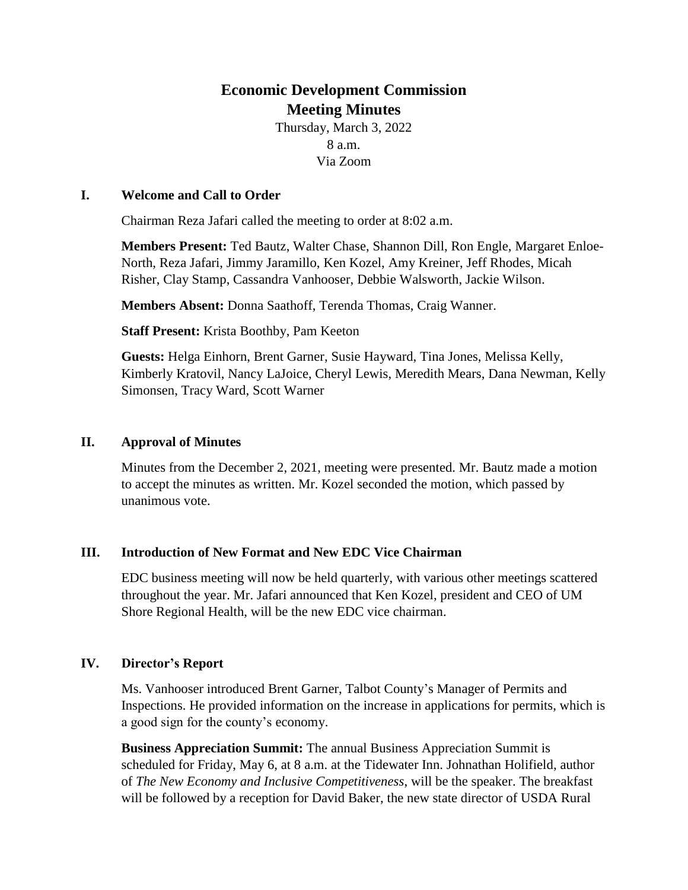# Economic Development Commission
# Meeting Minutes

Thursday, March 3, 2022
8 a.m.
Via Zoom

## I. Welcome and Call to Order

Chairman Reza Jafari called the meeting to order at 8:02 a.m.

**Members Present:** Ted Bautz, Walter Chase, Shannon Dill, Ron Engle, Margaret Enloe-North, Reza Jafari, Jimmy Jaramillo, Ken Kozel, Amy Kreiner, Jeff Rhodes, Micah Risher, Clay Stamp, Cassandra Vanhooser, Debbie Walsworth, Jackie Wilson.

**Members Absent:** Donna Saathoff, Terenda Thomas, Craig Wanner.

**Staff Present:** Krista Boothby, Pam Keeton

**Guests:** Helga Einhorn, Brent Garner, Susie Hayward, Tina Jones, Melissa Kelly, Kimberly Kratovil, Nancy LaJoice, Cheryl Lewis, Meredith Mears, Dana Newman, Kelly Simonsen, Tracy Ward, Scott Warner

## II. Approval of Minutes

Minutes from the December 2, 2021, meeting were presented. Mr. Bautz made a motion to accept the minutes as written. Mr. Kozel seconded the motion, which passed by unanimous vote.

## III. Introduction of New Format and New EDC Vice Chairman

EDC business meeting will now be held quarterly, with various other meetings scattered throughout the year. Mr. Jafari announced that Ken Kozel, president and CEO of UM Shore Regional Health, will be the new EDC vice chairman.

## IV. Director's Report

Ms. Vanhooser introduced Brent Garner, Talbot County's Manager of Permits and Inspections. He provided information on the increase in applications for permits, which is a good sign for the county's economy.

**Business Appreciation Summit:** The annual Business Appreciation Summit is scheduled for Friday, May 6, at 8 a.m. at the Tidewater Inn. Johnathan Holifield, author of *The New Economy and Inclusive Competitiveness*, will be the speaker. The breakfast will be followed by a reception for David Baker, the new state director of USDA Rural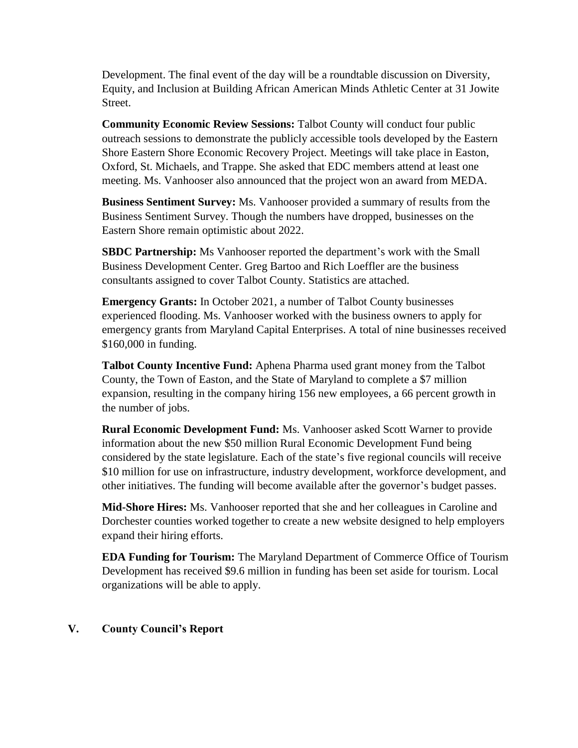Development. The final event of the day will be a roundtable discussion on Diversity, Equity, and Inclusion at Building African American Minds Athletic Center at 31 Jowite Street.

**Community Economic Review Sessions:** Talbot County will conduct four public outreach sessions to demonstrate the publicly accessible tools developed by the Eastern Shore Eastern Shore Economic Recovery Project. Meetings will take place in Easton, Oxford, St. Michaels, and Trappe. She asked that EDC members attend at least one meeting. Ms. Vanhooser also announced that the project won an award from MEDA.

**Business Sentiment Survey:** Ms. Vanhooser provided a summary of results from the Business Sentiment Survey. Though the numbers have dropped, businesses on the Eastern Shore remain optimistic about 2022.

**SBDC Partnership:** Ms Vanhooser reported the department's work with the Small Business Development Center. Greg Bartoo and Rich Loeffler are the business consultants assigned to cover Talbot County. Statistics are attached.

**Emergency Grants:** In October 2021, a number of Talbot County businesses experienced flooding. Ms. Vanhooser worked with the business owners to apply for emergency grants from Maryland Capital Enterprises. A total of nine businesses received $160,000 in funding.

**Talbot County Incentive Fund:** Aphena Pharma used grant money from the Talbot County, the Town of Easton, and the State of Maryland to complete a $7 million expansion, resulting in the company hiring 156 new employees, a 66 percent growth in the number of jobs.

**Rural Economic Development Fund:** Ms. Vanhooser asked Scott Warner to provide information about the new $50 million Rural Economic Development Fund being considered by the state legislature. Each of the state's five regional councils will receive $10 million for use on infrastructure, industry development, workforce development, and other initiatives. The funding will become available after the governor's budget passes.

**Mid-Shore Hires:** Ms. Vanhooser reported that she and her colleagues in Caroline and Dorchester counties worked together to create a new website designed to help employers expand their hiring efforts.

**EDA Funding for Tourism:** The Maryland Department of Commerce Office of Tourism Development has received $9.6 million in funding has been set aside for tourism. Local organizations will be able to apply.

## V. County Council's Report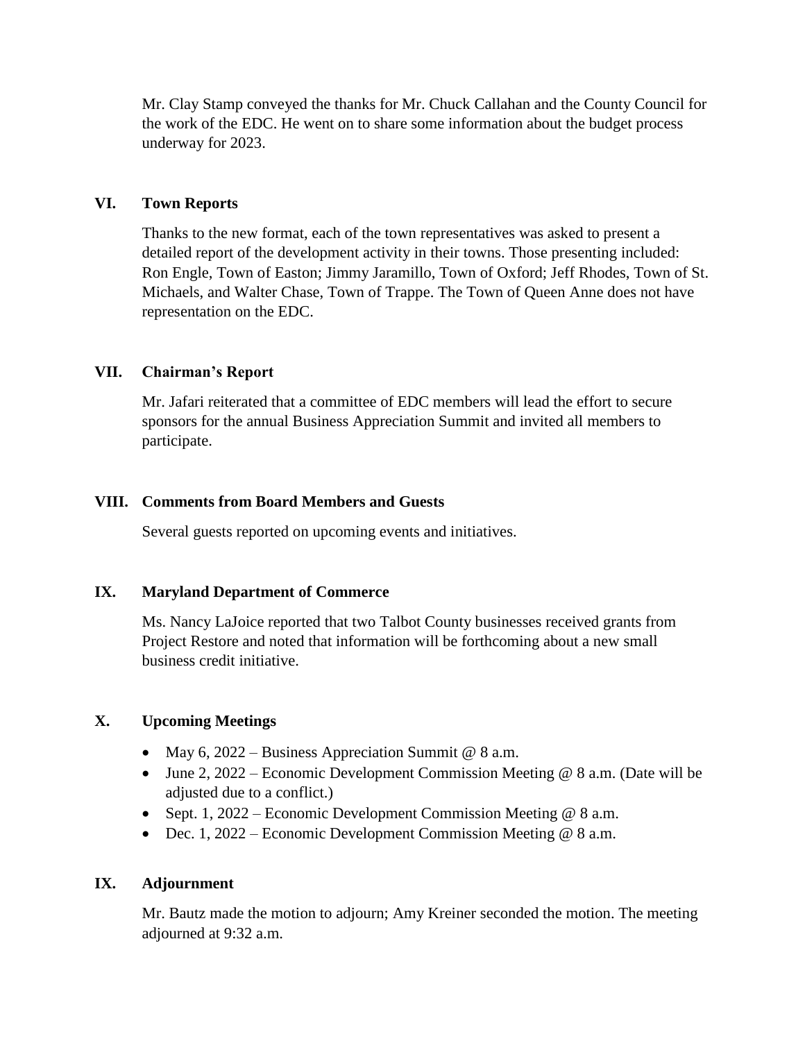Mr. Clay Stamp conveyed the thanks for Mr. Chuck Callahan and the County Council for the work of the EDC. He went on to share some information about the budget process underway for 2023.

## VI. Town Reports

Thanks to the new format, each of the town representatives was asked to present a detailed report of the development activity in their towns. Those presenting included: Ron Engle, Town of Easton; Jimmy Jaramillo, Town of Oxford; Jeff Rhodes, Town of St. Michaels, and Walter Chase, Town of Trappe. The Town of Queen Anne does not have representation on the EDC.

## VII. Chairman's Report

Mr. Jafari reiterated that a committee of EDC members will lead the effort to secure sponsors for the annual Business Appreciation Summit and invited all members to participate.

## VIII. Comments from Board Members and Guests

Several guests reported on upcoming events and initiatives.

## IX. Maryland Department of Commerce

Ms. Nancy LaJoice reported that two Talbot County businesses received grants from Project Restore and noted that information will be forthcoming about a new small business credit initiative.

## X. Upcoming Meetings

- May 6, 2022 – Business Appreciation Summit @ 8 a.m.
- June 2, 2022 – Economic Development Commission Meeting @ 8 a.m. (Date will be adjusted due to a conflict.)
- Sept. 1, 2022 – Economic Development Commission Meeting @ 8 a.m.
- Dec. 1, 2022 – Economic Development Commission Meeting @ 8 a.m.

## IX. Adjournment

Mr. Bautz made the motion to adjourn; Amy Kreiner seconded the motion. The meeting adjourned at 9:32 a.m.